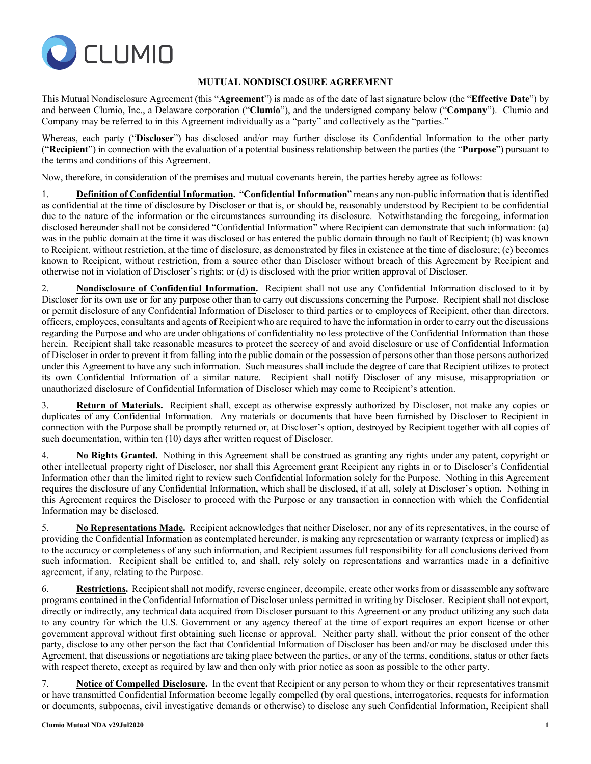CLUMIO

## MUTUAL NONDISCLOSURE AGREEMENT

This Mutual Nondisclosure Agreement (this "**Agreement**") is made as of the date of last signature below (the "**Effective Date**") by and between Clumio, Inc., a Delaware corporation ("**Clumio**"), and the undersigned company below ("**Company**"). Clumio and Company may be referred to in this Agreement individually as a "party" and collectively as the "parties."

Whereas, each party ("**Discloser**") has disclosed and/or may further disclose its Confidential Information to the other party ("**Recipient**") in connection with the evaluation of a potential business relationship between the parties (the "**Purpose**") pursuant to the terms and conditions of this Agreement.

Now, therefore, in consideration of the premises and mutual covenants herein, the parties hereby agree as follows:

1. **Definition of Confidential Information.** "**Confidential Information**" means any non-public information that is identified as confidential at the time of disclosure by Discloser or that is, or should be, reasonably understood by Recipient to be confidential due to the nature of the information or the circumstances surrounding its disclosure. Notwithstanding the foregoing, information disclosed hereunder shall not be considered "Confidential Information" where Recipient can demonstrate that such information: (a) was in the public domain at the time it was disclosed or has entered the public domain through no fault of Recipient; (b) was known to Recipient, without restriction, at the time of disclosure, as demonstrated by files in existence at the time of disclosure; (c) becomes known to Recipient, without restriction, from a source other than Discloser without breach of this Agreement by Recipient and otherwise not in violation of Discloser's rights; or (d) is disclosed with the prior written approval of Discloser.

2. **Nondisclosure of Confidential Information.** Recipient shall not use any Confidential Information disclosed to it by Discloser for its own use or for any purpose other than to carry out discussions concerning the Purpose. Recipient shall not disclose or permit disclosure of any Confidential Information of Discloser to third parties or to employees of Recipient, other than directors, officers, employees, consultants and agents of Recipient who are required to have the information in order to carry out the discussions regarding the Purpose and who are under obligations of confidentiality no less protective of the Confidential Information than those herein. Recipient shall take reasonable measures to protect the secrecy of and avoid disclosure or use of Confidential Information of Discloser in order to prevent it from falling into the public domain or the possession of persons other than those persons authorized under this Agreement to have any such information. Such measures shall include the degree of care that Recipient utilizes to protect its own Confidential Information of a similar nature. Recipient shall notify Discloser of any misuse, misappropriation or unauthorized disclosure of Confidential Information of Discloser which may come to Recipient's attention.

3. **Return of Materials.** Recipient shall, except as otherwise expressly authorized by Discloser, not make any copies or duplicates of any Confidential Information. Any materials or documents that have been furnished by Discloser to Recipient in connection with the Purpose shall be promptly returned or, at Discloser's option, destroyed by Recipient together with all copies of such documentation, within ten (10) days after written request of Discloser.

4. **No Rights Granted.** Nothing in this Agreement shall be construed as granting any rights under any patent, copyright or other intellectual property right of Discloser, nor shall this Agreement grant Recipient any rights in or to Discloser's Confidential Information other than the limited right to review such Confidential Information solely for the Purpose. Nothing in this Agreement requires the disclosure of any Confidential Information, which shall be disclosed, if at all, solely at Discloser's option. Nothing in this Agreement requires the Discloser to proceed with the Purpose or any transaction in connection with which the Confidential Information may be disclosed.

5. **No Representations Made.** Recipient acknowledges that neither Discloser, nor any of its representatives, in the course of providing the Confidential Information as contemplated hereunder, is making any representation or warranty (express or implied) as to the accuracy or completeness of any such information, and Recipient assumes full responsibility for all conclusions derived from such information. Recipient shall be entitled to, and shall, rely solely on representations and warranties made in a definitive agreement, if any, relating to the Purpose.

6. **Restrictions.** Recipient shall not modify, reverse engineer, decompile, create other works from or disassemble any software programs contained in the Confidential Information of Discloser unless permitted in writing by Discloser. Recipient shall not export, directly or indirectly, any technical data acquired from Discloser pursuant to this Agreement or any product utilizing any such data to any country for which the U.S. Government or any agency thereof at the time of export requires an export license or other government approval without first obtaining such license or approval. Neither party shall, without the prior consent of the other party, disclose to any other person the fact that Confidential Information of Discloser has been and/or may be disclosed under this Agreement, that discussions or negotiations are taking place between the parties, or any of the terms, conditions, status or other facts with respect thereto, except as required by law and then only with prior notice as soon as possible to the other party.

7. **Notice of Compelled Disclosure.** In the event that Recipient or any person to whom they or their representatives transmit or have transmitted Confidential Information become legally compelled (by oral questions, interrogatories, requests for information or documents, subpoenas, civil investigative demands or otherwise) to disclose any such Confidential Information, Recipient shall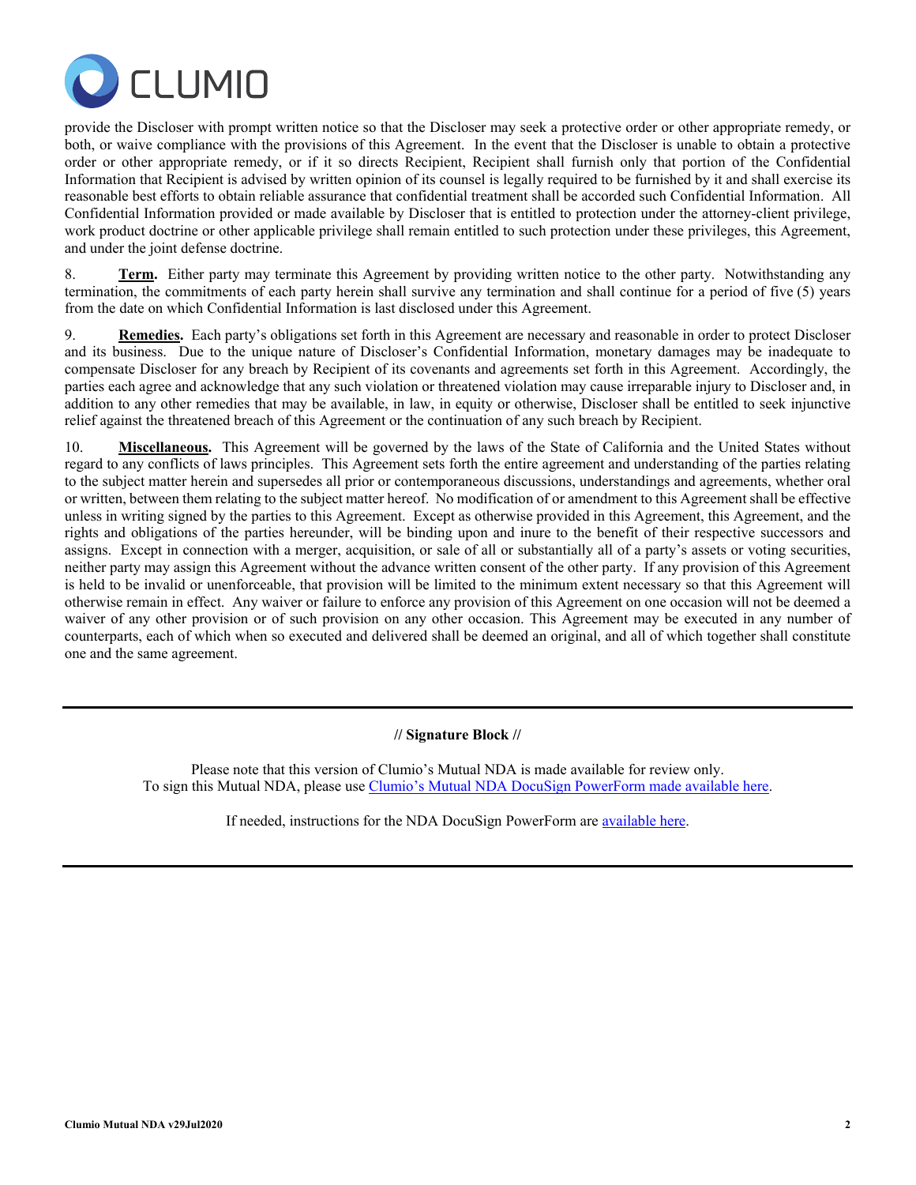provide the Discloser with prompt written notice so that the Discloser may seek a protective order or other appropriate remedy, or both, or waive compliance with the provisions of this Agreement. In the event that the Discloser is unable to obtain a protective order or other appropriate remedy, or if it so directs Recipient, Recipient shall furnish only that portion of the Confidential Information that Recipient is advised by written opinion of its counsel is legally required to be furnished by it and shall exercise its reasonable best efforts to obtain reliable assurance that confidential treatment shall be accorded such Confidential Information. All Confidential Information provided or made available by Discloser that is entitled to protection under the attorney-client privilege, work product doctrine or other applicable privilege shall remain entitled to such protection under these privileges, this Agreement, and under the joint defense doctrine.

8. **Term.** Either party may terminate this Agreement by providing written notice to the other party. Notwithstanding any termination, the commitments of each party herein shall survive any termination and shall continue for a period of five (5) years from the date on which Confidential Information is last disclosed under this Agreement.

9. **Remedies.** Each party's obligations set forth in this Agreement are necessary and reasonable in order to protect Discloser and its business. Due to the unique nature of Discloser's Confidential Information, monetary damages may be inadequate to compensate Discloser for any breach by Recipient of its covenants and agreements set forth in this Agreement. Accordingly, the parties each agree and acknowledge that any such violation or threatened violation may cause irreparable injury to Discloser and, in addition to any other remedies that may be available, in law, in equity or otherwise, Discloser shall be entitled to seek injunctive relief against the threatened breach of this Agreement or the continuation of any such breach by Recipient.

10. **Miscellaneous.** This Agreement will be governed by the laws of the State of California and the United States without regard to any conflicts of laws principles. This Agreement sets forth the entire agreement and understanding of the parties relating to the subject matter herein and supersedes all prior or contemporaneous discussions, understandings and agreements, whether oral or written, between them relating to the subject matter hereof. No modification of or amendment to this Agreement shall be effective unless in writing signed by the parties to this Agreement. Except as otherwise provided in this Agreement, this Agreement, and the rights and obligations of the parties hereunder, will be binding upon and inure to the benefit of their respective successors and assigns. Except in connection with a merger, acquisition, or sale of all or substantially all of a party's assets or voting securities, neither party may assign this Agreement without the advance written consent of the other party. If any provision of this Agreement is held to be invalid or unenforceable, that provision will be limited to the minimum extent necessary so that this Agreement will otherwise remain in effect. Any waiver or failure to enforce any provision of this Agreement on one occasion will not be deemed a waiver of any other provision or of such provision on any other occasion. This Agreement may be executed in any number of counterparts, each of which when so executed and delivered shall be deemed an original, and all of which together shall constitute one and the same agreement.

---

**// Signature Block //**

Please note that this version of Clumio's Mutual NDA is made available for review only.
To sign this Mutual NDA, please use Clumio's Mutual NDA DocuSign PowerForm made available here.

If needed, instructions for the NDA DocuSign PowerForm are available here.

---